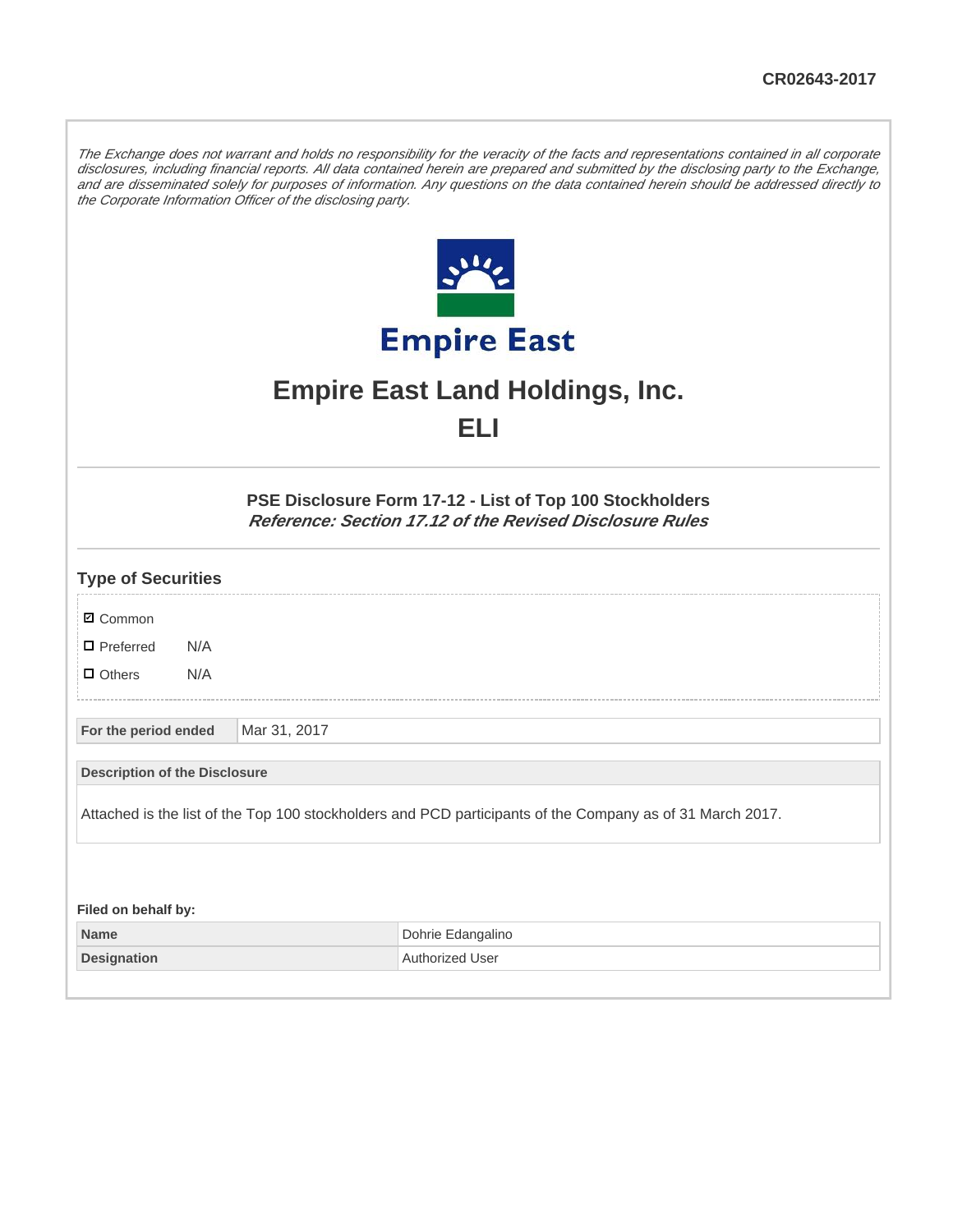CR02643-2017

*The Exchange does not warrant and holds no responsibility for the veracity of the facts and representations contained in all corporate disclosures, including financial reports. All data contained herein are prepared and submitted by the disclosing party to the Exchange, and are disseminated solely for purposes of information. Any questions on the data contained herein should be addressed directly to the Corporate Information Officer of the disclosing party.*

Empire East

# Empire East Land Holdings, Inc.

# ELI

### PSE Disclosure Form 17-12 - List of Top 100 Stockholders
***Reference: Section 17.12 of the Revised Disclosure Rules***

## Type of Securities

- ☑ Common
- ☐ Preferred N/A
- ☐ Others N/A

| For the period ended | Mar 31, 2017 |
|---|---|

| Description of the Disclosure |
|---|
| Attached is the list of the Top 100 stockholders and PCD participants of the Company as of 31 March 2017. |

**Filed on behalf by:**

| Name | Dohrie Edangalino |
|---|---|
| Designation | Authorized User |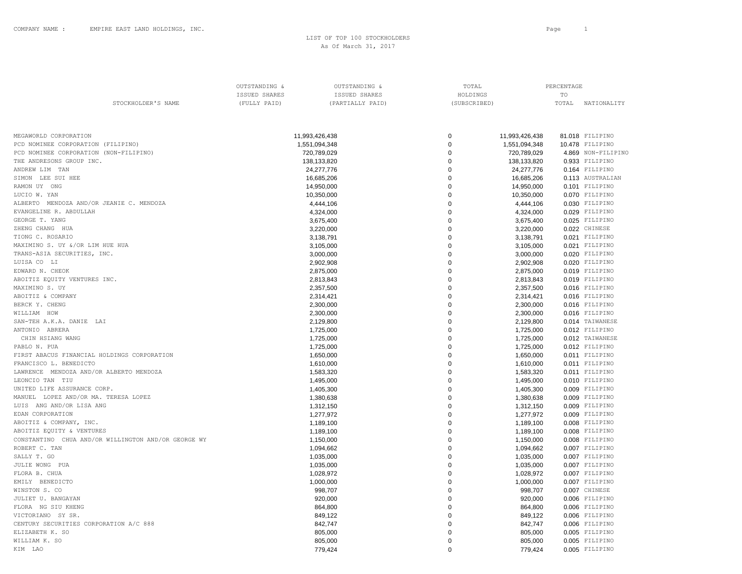COMPANY NAME : EMPIRE EAST LAND HOLDINGS, INC.

LIST OF TOP 100 STOCKHOLDERS
As Of March 31, 2017

| STOCKHOLDER'S NAME | OUTSTANDING & ISSUED SHARES (FULLY PAID) | OUTSTANDING & ISSUED SHARES (PARTIALLY PAID) | TOTAL HOLDINGS (SUBSCRIBED) | PERCENTAGE TO TOTAL | NATIONALITY |
|---|---|---|---|---|---|
| MEGAWORLD CORPORATION | 11,993,426,438 | 0 | 11,993,426,438 | 81.018 | FILIPINO |
| PCD NOMINEE CORPORATION (FILIPINO) | 1,551,094,348 | 0 | 1,551,094,348 | 10.478 | FILIPINO |
| PCD NOMINEE CORPORATION (NON-FILIPINO) | 720,789,029 | 0 | 720,789,029 | 4.869 | NON-FILIPINO |
| THE ANDRESONS GROUP INC. | 138,133,820 | 0 | 138,133,820 | 0.933 | FILIPINO |
| ANDREW LIM TAN | 24,277,776 | 0 | 24,277,776 | 0.164 | FILIPINO |
| SIMON LEE SUI HEE | 16,685,206 | 0 | 16,685,206 | 0.113 | AUSTRALIAN |
| RAMON UY ONG | 14,950,000 | 0 | 14,950,000 | 0.101 | FILIPINO |
| LUCIO W. YAN | 10,350,000 | 0 | 10,350,000 | 0.070 | FILIPINO |
| ALBERTO MENDOZA AND/OR JEANIE C. MENDOZA | 4,444,106 | 0 | 4,444,106 | 0.030 | FILIPINO |
| EVANGELINE R. ABDULLAH | 4,324,000 | 0 | 4,324,000 | 0.029 | FILIPINO |
| GEORGE T. YANG | 3,675,400 | 0 | 3,675,400 | 0.025 | FILIPINO |
| ZHENG CHANG HUA | 3,220,000 | 0 | 3,220,000 | 0.022 | CHINESE |
| TIONG C. ROSARIO | 3,138,791 | 0 | 3,138,791 | 0.021 | FILIPINO |
| MAXIMINO S. UY &/OR LIM HUE HUA | 3,105,000 | 0 | 3,105,000 | 0.021 | FILIPINO |
| TRANS-ASIA SECURITIES, INC. | 3,000,000 | 0 | 3,000,000 | 0.020 | FILIPINO |
| LUISA CO LI | 2,902,908 | 0 | 2,902,908 | 0.020 | FILIPINO |
| EDWARD N. CHEOK | 2,875,000 | 0 | 2,875,000 | 0.019 | FILIPINO |
| ABOITIZ EQUITY VENTURES INC. | 2,813,843 | 0 | 2,813,843 | 0.019 | FILIPINO |
| MAXIMINO S. UY | 2,357,500 | 0 | 2,357,500 | 0.016 | FILIPINO |
| ABOITIZ & COMPANY | 2,314,421 | 0 | 2,314,421 | 0.016 | FILIPINO |
| BERCK Y. CHENG | 2,300,000 | 0 | 2,300,000 | 0.016 | FILIPINO |
| WILLIAM HOW | 2,300,000 | 0 | 2,300,000 | 0.016 | FILIPINO |
| SAN-TEH A.K.A. DANIE LAI | 2,129,800 | 0 | 2,129,800 | 0.014 | TAIWANESE |
| ANTONIO ABRERA | 1,725,000 | 0 | 1,725,000 | 0.012 | FILIPINO |
| CHIN HSIANG WANG | 1,725,000 | 0 | 1,725,000 | 0.012 | TAIWANESE |
| PABLO N. PUA | 1,725,000 | 0 | 1,725,000 | 0.012 | FILIPINO |
| FIRST ABACUS FINANCIAL HOLDINGS CORPORATION | 1,650,000 | 0 | 1,650,000 | 0.011 | FILIPINO |
| FRANCISCO L. BENEDICTO | 1,610,000 | 0 | 1,610,000 | 0.011 | FILIPINO |
| LAWRENCE MENDOZA AND/OR ALBERTO MENDOZA | 1,583,320 | 0 | 1,583,320 | 0.011 | FILIPINO |
| LEONCIO TAN TIU | 1,495,000 | 0 | 1,495,000 | 0.010 | FILIPINO |
| UNITED LIFE ASSURANCE CORP. | 1,405,300 | 0 | 1,405,300 | 0.009 | FILIPINO |
| MANUEL LOPEZ AND/OR MA. TERESA LOPEZ | 1,380,638 | 0 | 1,380,638 | 0.009 | FILIPINO |
| LUIS ANG AND/OR LISA ANG | 1,312,150 | 0 | 1,312,150 | 0.009 | FILIPINO |
| EDAN CORPORATION | 1,277,972 | 0 | 1,277,972 | 0.009 | FILIPINO |
| ABOITIZ & COMPANY, INC. | 1,189,100 | 0 | 1,189,100 | 0.008 | FILIPINO |
| ABOITIZ EQUITY & VENTURES | 1,189,100 | 0 | 1,189,100 | 0.008 | FILIPINO |
| CONSTANTINO CHUA AND/OR WILLINGTON AND/OR GEORGE WY | 1,150,000 | 0 | 1,150,000 | 0.008 | FILIPINO |
| ROBERT C. TAN | 1,094,662 | 0 | 1,094,662 | 0.007 | FILIPINO |
| SALLY T. GO | 1,035,000 | 0 | 1,035,000 | 0.007 | FILIPINO |
| JULIE WONG PUA | 1,035,000 | 0 | 1,035,000 | 0.007 | FILIPINO |
| FLORA B. CHUA | 1,028,972 | 0 | 1,028,972 | 0.007 | FILIPINO |
| EMILY BENEDICTO | 1,000,000 | 0 | 1,000,000 | 0.007 | FILIPINO |
| WINSTON S. CO | 998,707 | 0 | 998,707 | 0.007 | CHINESE |
| JULIET U. BANGAYAN | 920,000 | 0 | 920,000 | 0.006 | FILIPINO |
| FLORA NG SIU KHENG | 864,800 | 0 | 864,800 | 0.006 | FILIPINO |
| VICTORIANO SY SR. | 849,122 | 0 | 849,122 | 0.006 | FILIPINO |
| CENTURY SECURITIES CORPORATION A/C 888 | 842,747 | 0 | 842,747 | 0.006 | FILIPINO |
| ELIZABETH K. SO | 805,000 | 0 | 805,000 | 0.005 | FILIPINO |
| WILLIAM K. SO | 805,000 | 0 | 805,000 | 0.005 | FILIPINO |
| KIM LAO | 779,424 | 0 | 779,424 | 0.005 | FILIPINO |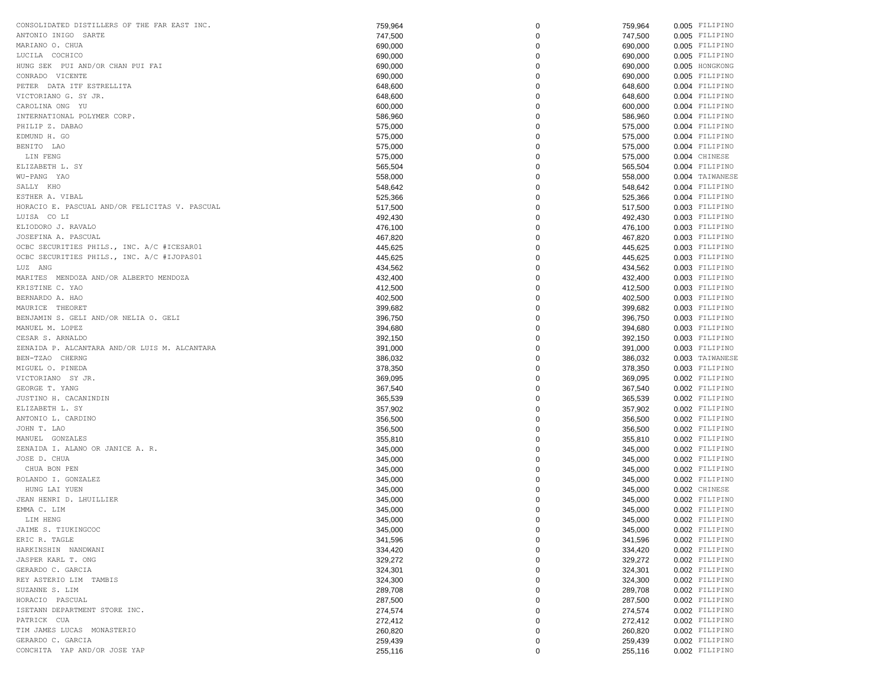| | | | | | |
|---|---|---|---|---|---|
| CONSOLIDATED DISTILLERS OF THE FAR EAST INC. | 759,964 | 0 | 759,964 | 0.005 | FILIPINO |
| ANTONIO INIGO SARTE | 747,500 | 0 | 747,500 | 0.005 | FILIPINO |
| MARIANO O. CHUA | 690,000 | 0 | 690,000 | 0.005 | FILIPINO |
| LUCILA COCHICO | 690,000 | 0 | 690,000 | 0.005 | FILIPINO |
| HUNG SEK PUI AND/OR CHAN PUI FAI | 690,000 | 0 | 690,000 | 0.005 | HONGKONG |
| CONRADO VICENTE | 690,000 | 0 | 690,000 | 0.005 | FILIPINO |
| PETER DATA ITF ESTRELLITA | 648,600 | 0 | 648,600 | 0.004 | FILIPINO |
| VICTORIANO G. SY JR. | 648,600 | 0 | 648,600 | 0.004 | FILIPINO |
| CAROLINA ONG YU | 600,000 | 0 | 600,000 | 0.004 | FILIPINO |
| INTERNATIONAL POLYMER CORP. | 586,960 | 0 | 586,960 | 0.004 | FILIPINO |
| PHILIP Z. DABAO | 575,000 | 0 | 575,000 | 0.004 | FILIPINO |
| EDMUND H. GO | 575,000 | 0 | 575,000 | 0.004 | FILIPINO |
| BENITO LAO | 575,000 | 0 | 575,000 | 0.004 | FILIPINO |
| LIN FENG | 575,000 | 0 | 575,000 | 0.004 | CHINESE |
| ELIZABETH L. SY | 565,504 | 0 | 565,504 | 0.004 | FILIPINO |
| WU-PANG YAO | 558,000 | 0 | 558,000 | 0.004 | TAIWANESE |
| SALLY KHO | 548,642 | 0 | 548,642 | 0.004 | FILIPINO |
| ESTHER A. VIBAL | 525,366 | 0 | 525,366 | 0.004 | FILIPINO |
| HORACIO E. PASCUAL AND/OR FELICITAS V. PASCUAL | 517,500 | 0 | 517,500 | 0.003 | FILIPINO |
| LUISA CO LI | 492,430 | 0 | 492,430 | 0.003 | FILIPINO |
| ELIODORO J. RAVALO | 476,100 | 0 | 476,100 | 0.003 | FILIPINO |
| JOSEFINA A. PASCUAL | 467,820 | 0 | 467,820 | 0.003 | FILIPINO |
| OCBC SECURITIES PHILS., INC. A/C #ICESAR01 | 445,625 | 0 | 445,625 | 0.003 | FILIPINO |
| OCBC SECURITIES PHILS., INC. A/C #IJOPAS01 | 445,625 | 0 | 445,625 | 0.003 | FILIPINO |
| LUZ ANG | 434,562 | 0 | 434,562 | 0.003 | FILIPINO |
| MARITES MENDOZA AND/OR ALBERTO MENDOZA | 432,400 | 0 | 432,400 | 0.003 | FILIPINO |
| KRISTINE C. YAO | 412,500 | 0 | 412,500 | 0.003 | FILIPINO |
| BERNARDO A. HAO | 402,500 | 0 | 402,500 | 0.003 | FILIPINO |
| MAURICE THEORET | 399,682 | 0 | 399,682 | 0.003 | FILIPINO |
| BENJAMIN S. GELI AND/OR NELIA O. GELI | 396,750 | 0 | 396,750 | 0.003 | FILIPINO |
| MANUEL M. LOPEZ | 394,680 | 0 | 394,680 | 0.003 | FILIPINO |
| CESAR S. ARNALDO | 392,150 | 0 | 392,150 | 0.003 | FILIPINO |
| ZENAIDA P. ALCANTARA AND/OR LUIS M. ALCANTARA | 391,000 | 0 | 391,000 | 0.003 | FILIPINO |
| BEN-TZAO CHERNG | 386,032 | 0 | 386,032 | 0.003 | TAIWANESE |
| MIGUEL O. PINEDA | 378,350 | 0 | 378,350 | 0.003 | FILIPINO |
| VICTORIANO SY JR. | 369,095 | 0 | 369,095 | 0.002 | FILIPINO |
| GEORGE T. YANG | 367,540 | 0 | 367,540 | 0.002 | FILIPINO |
| JUSTINO H. CACANINDIN | 365,539 | 0 | 365,539 | 0.002 | FILIPINO |
| ELIZABETH L. SY | 357,902 | 0 | 357,902 | 0.002 | FILIPINO |
| ANTONIO L. CARDINO | 356,500 | 0 | 356,500 | 0.002 | FILIPINO |
| JOHN T. LAO | 356,500 | 0 | 356,500 | 0.002 | FILIPINO |
| MANUEL GONZALES | 355,810 | 0 | 355,810 | 0.002 | FILIPINO |
| ZENAIDA I. ALANO OR JANICE A. R. | 345,000 | 0 | 345,000 | 0.002 | FILIPINO |
| JOSE D. CHUA | 345,000 | 0 | 345,000 | 0.002 | FILIPINO |
| CHUA BON PEN | 345,000 | 0 | 345,000 | 0.002 | FILIPINO |
| ROLANDO I. GONZALEZ | 345,000 | 0 | 345,000 | 0.002 | FILIPINO |
| HUNG LAI YUEN | 345,000 | 0 | 345,000 | 0.002 | CHINESE |
| JEAN HENRI D. LHUILLIER | 345,000 | 0 | 345,000 | 0.002 | FILIPINO |
| EMMA C. LIM | 345,000 | 0 | 345,000 | 0.002 | FILIPINO |
| LIM HENG | 345,000 | 0 | 345,000 | 0.002 | FILIPINO |
| JAIME S. TIUKINGCOC | 345,000 | 0 | 345,000 | 0.002 | FILIPINO |
| ERIC R. TAGLE | 341,596 | 0 | 341,596 | 0.002 | FILIPINO |
| HARKINSHIN NANDWANI | 334,420 | 0 | 334,420 | 0.002 | FILIPINO |
| JASPER KARL T. ONG | 329,272 | 0 | 329,272 | 0.002 | FILIPINO |
| GERARDO C. GARCIA | 324,301 | 0 | 324,301 | 0.002 | FILIPINO |
| REY ASTERIO LIM TAMBIS | 324,300 | 0 | 324,300 | 0.002 | FILIPINO |
| SUZANNE S. LIM | 289,708 | 0 | 289,708 | 0.002 | FILIPINO |
| HORACIO PASCUAL | 287,500 | 0 | 287,500 | 0.002 | FILIPINO |
| ISETANN DEPARTMENT STORE INC. | 274,574 | 0 | 274,574 | 0.002 | FILIPINO |
| PATRICK CUA | 272,412 | 0 | 272,412 | 0.002 | FILIPINO |
| TIM JAMES LUCAS MONASTERIO | 260,820 | 0 | 260,820 | 0.002 | FILIPINO |
| GERARDO C. GARCIA | 259,439 | 0 | 259,439 | 0.002 | FILIPINO |
| CONCHITA YAP AND/OR JOSE YAP | 255,116 | 0 | 255,116 | 0.002 | FILIPINO |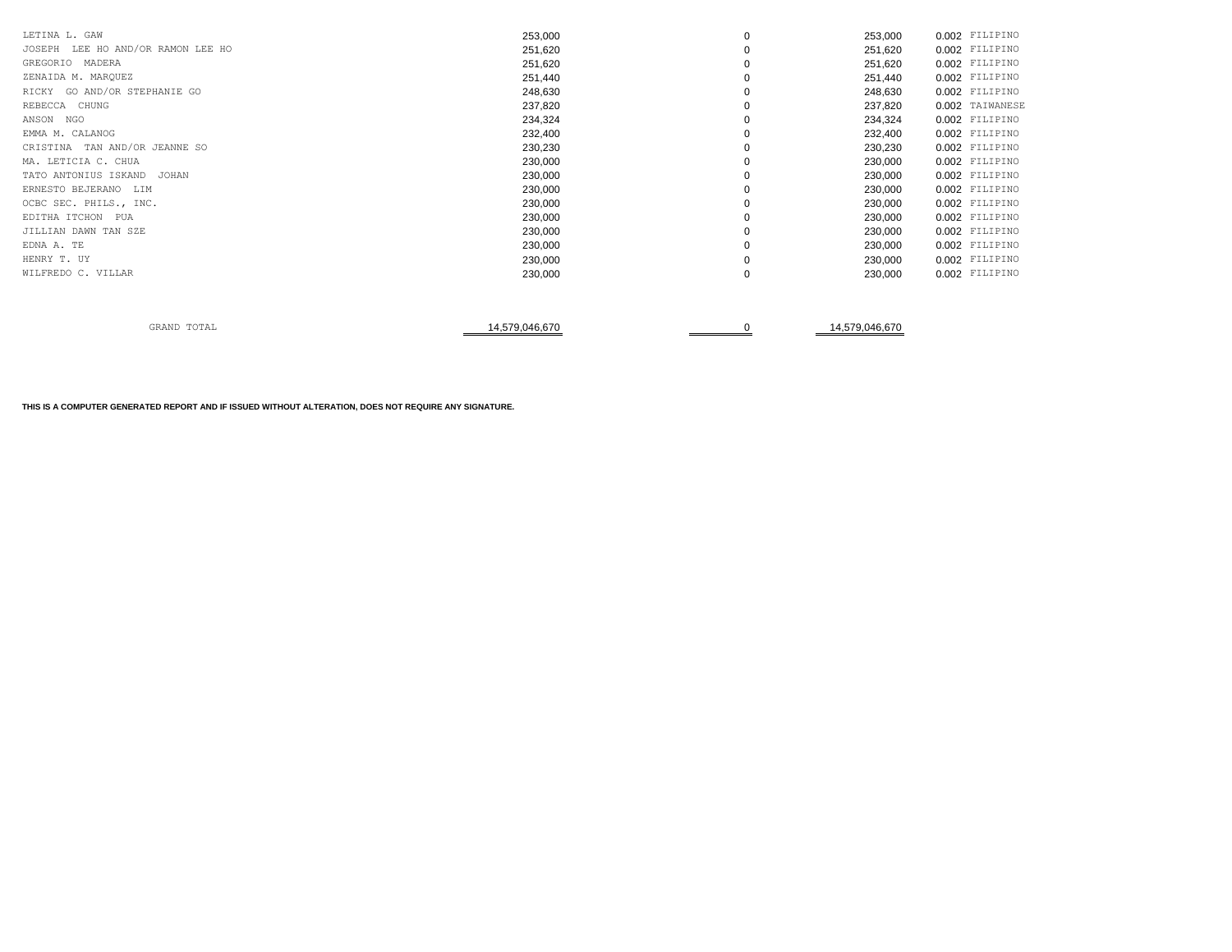| | | | | | |
|---|---|---|---|---|---|
| LETINA L. GAW | 253,000 | 0 | 253,000 | 0.002 | FILIPINO |
| JOSEPH LEE HO AND/OR RAMON LEE HO | 251,620 | 0 | 251,620 | 0.002 | FILIPINO |
| GREGORIO MADERA | 251,620 | 0 | 251,620 | 0.002 | FILIPINO |
| ZENAIDA M. MARQUEZ | 251,440 | 0 | 251,440 | 0.002 | FILIPINO |
| RICKY GO AND/OR STEPHANIE GO | 248,630 | 0 | 248,630 | 0.002 | FILIPINO |
| REBECCA CHUNG | 237,820 | 0 | 237,820 | 0.002 | TAIWANESE |
| ANSON NGO | 234,324 | 0 | 234,324 | 0.002 | FILIPINO |
| EMMA M. CALANOG | 232,400 | 0 | 232,400 | 0.002 | FILIPINO |
| CRISTINA TAN AND/OR JEANNE SO | 230,230 | 0 | 230,230 | 0.002 | FILIPINO |
| MA. LETICIA C. CHUA | 230,000 | 0 | 230,000 | 0.002 | FILIPINO |
| TATO ANTONIUS ISKAND JOHAN | 230,000 | 0 | 230,000 | 0.002 | FILIPINO |
| ERNESTO BEJERANO LIM | 230,000 | 0 | 230,000 | 0.002 | FILIPINO |
| OCBC SEC. PHILS., INC. | 230,000 | 0 | 230,000 | 0.002 | FILIPINO |
| EDITHA ITCHON PUA | 230,000 | 0 | 230,000 | 0.002 | FILIPINO |
| JILLIAN DAWN TAN SZE | 230,000 | 0 | 230,000 | 0.002 | FILIPINO |
| EDNA A. TE | 230,000 | 0 | 230,000 | 0.002 | FILIPINO |
| HENRY T. UY | 230,000 | 0 | 230,000 | 0.002 | FILIPINO |
| WILFREDO C. VILLAR | 230,000 | 0 | 230,000 | 0.002 | FILIPINO |
| GRAND TOTAL | 14,579,046,670 | 0 | 14,579,046,670 | | |

**THIS IS A COMPUTER GENERATED REPORT AND IF ISSUED WITHOUT ALTERATION, DOES NOT REQUIRE ANY SIGNATURE.**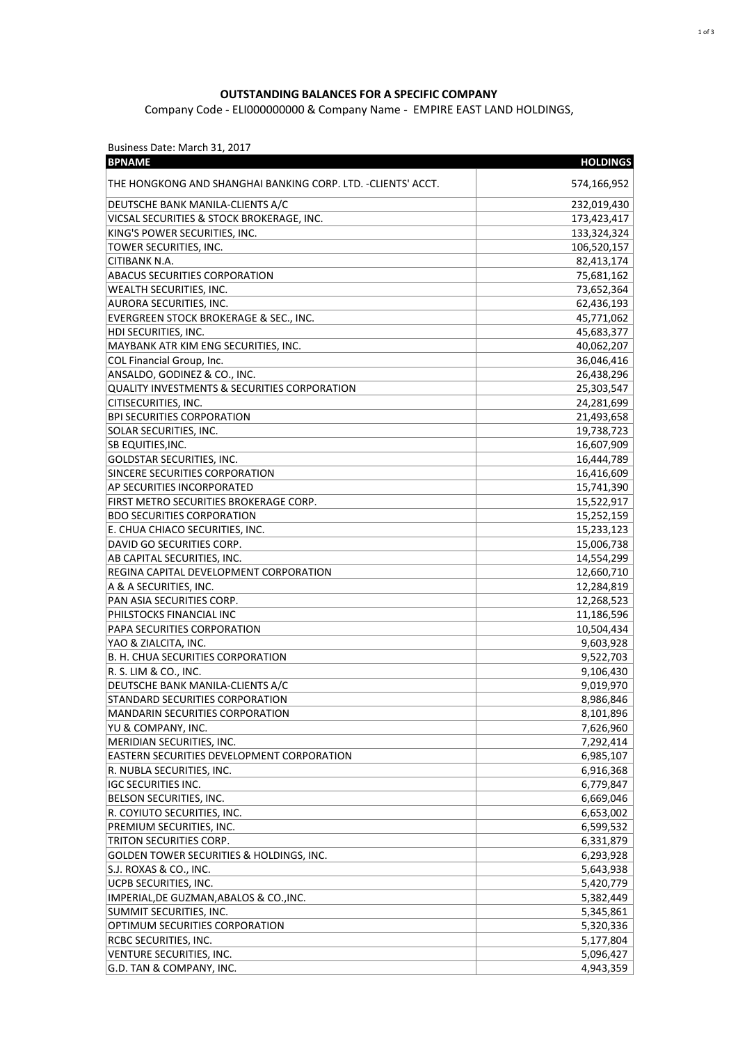**OUTSTANDING BALANCES FOR A SPECIFIC COMPANY**

Company Code - ELI000000000 & Company Name - EMPIRE EAST LAND HOLDINGS,

Business Date: March 31, 2017

| BPNAME | HOLDINGS |
|---|---|
| THE HONGKONG AND SHANGHAI BANKING CORP. LTD. -CLIENTS' ACCT. | 574,166,952 |
| DEUTSCHE BANK MANILA-CLIENTS A/C | 232,019,430 |
| VICSAL SECURITIES & STOCK BROKERAGE, INC. | 173,423,417 |
| KING'S POWER SECURITIES, INC. | 133,324,324 |
| TOWER SECURITIES, INC. | 106,520,157 |
| CITIBANK N.A. | 82,413,174 |
| ABACUS SECURITIES CORPORATION | 75,681,162 |
| WEALTH SECURITIES, INC. | 73,652,364 |
| AURORA SECURITIES, INC. | 62,436,193 |
| EVERGREEN STOCK BROKERAGE & SEC., INC. | 45,771,062 |
| HDI SECURITIES, INC. | 45,683,377 |
| MAYBANK ATR KIM ENG SECURITIES, INC. | 40,062,207 |
| COL Financial Group, Inc. | 36,046,416 |
| ANSALDO, GODINEZ & CO., INC. | 26,438,296 |
| QUALITY INVESTMENTS & SECURITIES CORPORATION | 25,303,547 |
| CITISECURITIES, INC. | 24,281,699 |
| BPI SECURITIES CORPORATION | 21,493,658 |
| SOLAR SECURITIES, INC. | 19,738,723 |
| SB EQUITIES,INC. | 16,607,909 |
| GOLDSTAR SECURITIES, INC. | 16,444,789 |
| SINCERE SECURITIES CORPORATION | 16,416,609 |
| AP SECURITIES INCORPORATED | 15,741,390 |
| FIRST METRO SECURITIES BROKERAGE CORP. | 15,522,917 |
| BDO SECURITIES CORPORATION | 15,252,159 |
| E. CHUA CHIACO SECURITIES, INC. | 15,233,123 |
| DAVID GO SECURITIES CORP. | 15,006,738 |
| AB CAPITAL SECURITIES, INC. | 14,554,299 |
| REGINA CAPITAL DEVELOPMENT CORPORATION | 12,660,710 |
| A & A SECURITIES, INC. | 12,284,819 |
| PAN ASIA SECURITIES CORP. | 12,268,523 |
| PHILSTOCKS FINANCIAL INC | 11,186,596 |
| PAPA SECURITIES CORPORATION | 10,504,434 |
| YAO & ZIALCITA, INC. | 9,603,928 |
| B. H. CHUA SECURITIES CORPORATION | 9,522,703 |
| R. S. LIM & CO., INC. | 9,106,430 |
| DEUTSCHE BANK MANILA-CLIENTS A/C | 9,019,970 |
| STANDARD SECURITIES CORPORATION | 8,986,846 |
| MANDARIN SECURITIES CORPORATION | 8,101,896 |
| YU & COMPANY, INC. | 7,626,960 |
| MERIDIAN SECURITIES, INC. | 7,292,414 |
| EASTERN SECURITIES DEVELOPMENT CORPORATION | 6,985,107 |
| R. NUBLA SECURITIES, INC. | 6,916,368 |
| IGC SECURITIES INC. | 6,779,847 |
| BELSON SECURITIES, INC. | 6,669,046 |
| R. COYIUTO SECURITIES, INC. | 6,653,002 |
| PREMIUM SECURITIES, INC. | 6,599,532 |
| TRITON SECURITIES CORP. | 6,331,879 |
| GOLDEN TOWER SECURITIES & HOLDINGS, INC. | 6,293,928 |
| S.J. ROXAS & CO., INC. | 5,643,938 |
| UCPB SECURITIES, INC. | 5,420,779 |
| IMPERIAL,DE GUZMAN,ABALOS & CO.,INC. | 5,382,449 |
| SUMMIT SECURITIES, INC. | 5,345,861 |
| OPTIMUM SECURITIES CORPORATION | 5,320,336 |
| RCBC SECURITIES, INC. | 5,177,804 |
| VENTURE SECURITIES, INC. | 5,096,427 |
| G.D. TAN & COMPANY, INC. | 4,943,359 |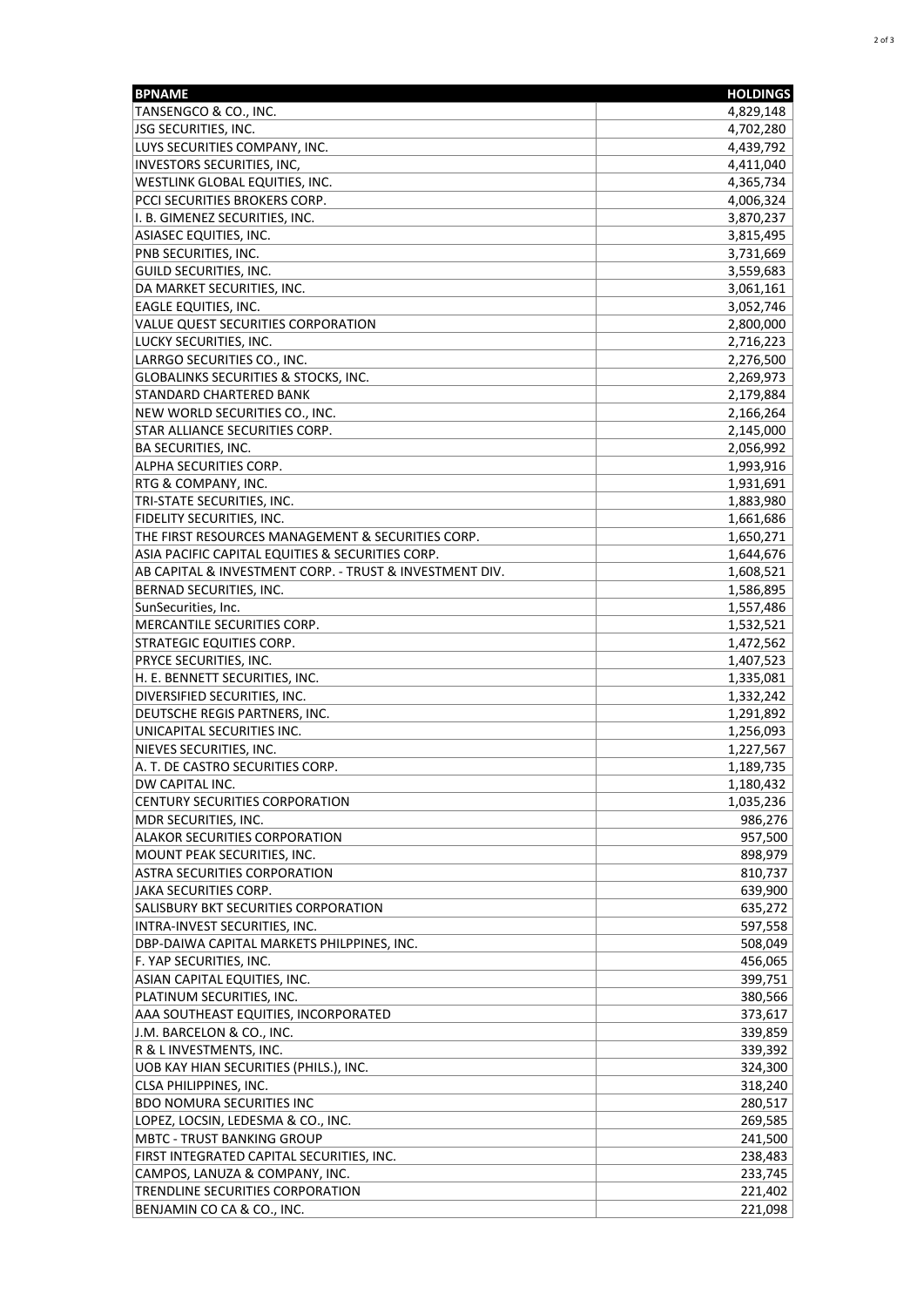| BPNAME | HOLDINGS |
|---|---|
| TANSENGCO & CO., INC. | 4,829,148 |
| JSG SECURITIES, INC. | 4,702,280 |
| LUYS SECURITIES COMPANY, INC. | 4,439,792 |
| INVESTORS SECURITIES, INC, | 4,411,040 |
| WESTLINK GLOBAL EQUITIES, INC. | 4,365,734 |
| PCCI SECURITIES BROKERS CORP. | 4,006,324 |
| I. B. GIMENEZ SECURITIES, INC. | 3,870,237 |
| ASIASEC EQUITIES, INC. | 3,815,495 |
| PNB SECURITIES, INC. | 3,731,669 |
| GUILD SECURITIES, INC. | 3,559,683 |
| DA MARKET SECURITIES, INC. | 3,061,161 |
| EAGLE EQUITIES, INC. | 3,052,746 |
| VALUE QUEST SECURITIES CORPORATION | 2,800,000 |
| LUCKY SECURITIES, INC. | 2,716,223 |
| LARRGO SECURITIES CO., INC. | 2,276,500 |
| GLOBALINKS SECURITIES & STOCKS, INC. | 2,269,973 |
| STANDARD CHARTERED BANK | 2,179,884 |
| NEW WORLD SECURITIES CO., INC. | 2,166,264 |
| STAR ALLIANCE SECURITIES CORP. | 2,145,000 |
| BA SECURITIES, INC. | 2,056,992 |
| ALPHA SECURITIES CORP. | 1,993,916 |
| RTG & COMPANY, INC. | 1,931,691 |
| TRI-STATE SECURITIES, INC. | 1,883,980 |
| FIDELITY SECURITIES, INC. | 1,661,686 |
| THE FIRST RESOURCES MANAGEMENT & SECURITIES CORP. | 1,650,271 |
| ASIA PACIFIC CAPITAL EQUITIES & SECURITIES CORP. | 1,644,676 |
| AB CAPITAL & INVESTMENT CORP. - TRUST & INVESTMENT DIV. | 1,608,521 |
| BERNAD SECURITIES, INC. | 1,586,895 |
| SunSecurities, Inc. | 1,557,486 |
| MERCANTILE SECURITIES CORP. | 1,532,521 |
| STRATEGIC EQUITIES CORP. | 1,472,562 |
| PRYCE SECURITIES, INC. | 1,407,523 |
| H. E. BENNETT SECURITIES, INC. | 1,335,081 |
| DIVERSIFIED SECURITIES, INC. | 1,332,242 |
| DEUTSCHE REGIS PARTNERS, INC. | 1,291,892 |
| UNICAPITAL SECURITIES INC. | 1,256,093 |
| NIEVES SECURITIES, INC. | 1,227,567 |
| A. T. DE CASTRO SECURITIES CORP. | 1,189,735 |
| DW CAPITAL INC. | 1,180,432 |
| CENTURY SECURITIES CORPORATION | 1,035,236 |
| MDR SECURITIES, INC. | 986,276 |
| ALAKOR SECURITIES CORPORATION | 957,500 |
| MOUNT PEAK SECURITIES, INC. | 898,979 |
| ASTRA SECURITIES CORPORATION | 810,737 |
| JAKA SECURITIES CORP. | 639,900 |
| SALISBURY BKT SECURITIES CORPORATION | 635,272 |
| INTRA-INVEST SECURITIES, INC. | 597,558 |
| DBP-DAIWA CAPITAL MARKETS PHILPPINES, INC. | 508,049 |
| F. YAP SECURITIES, INC. | 456,065 |
| ASIAN CAPITAL EQUITIES, INC. | 399,751 |
| PLATINUM SECURITIES, INC. | 380,566 |
| AAA SOUTHEAST EQUITIES, INCORPORATED | 373,617 |
| J.M. BARCELON & CO., INC. | 339,859 |
| R & L INVESTMENTS, INC. | 339,392 |
| UOB KAY HIAN SECURITIES (PHILS.), INC. | 324,300 |
| CLSA PHILIPPINES, INC. | 318,240 |
| BDO NOMURA SECURITIES INC | 280,517 |
| LOPEZ, LOCSIN, LEDESMA & CO., INC. | 269,585 |
| MBTC - TRUST BANKING GROUP | 241,500 |
| FIRST INTEGRATED CAPITAL SECURITIES, INC. | 238,483 |
| CAMPOS, LANUZA & COMPANY, INC. | 233,745 |
| TRENDLINE SECURITIES CORPORATION | 221,402 |
| BENJAMIN CO CA & CO., INC. | 221,098 |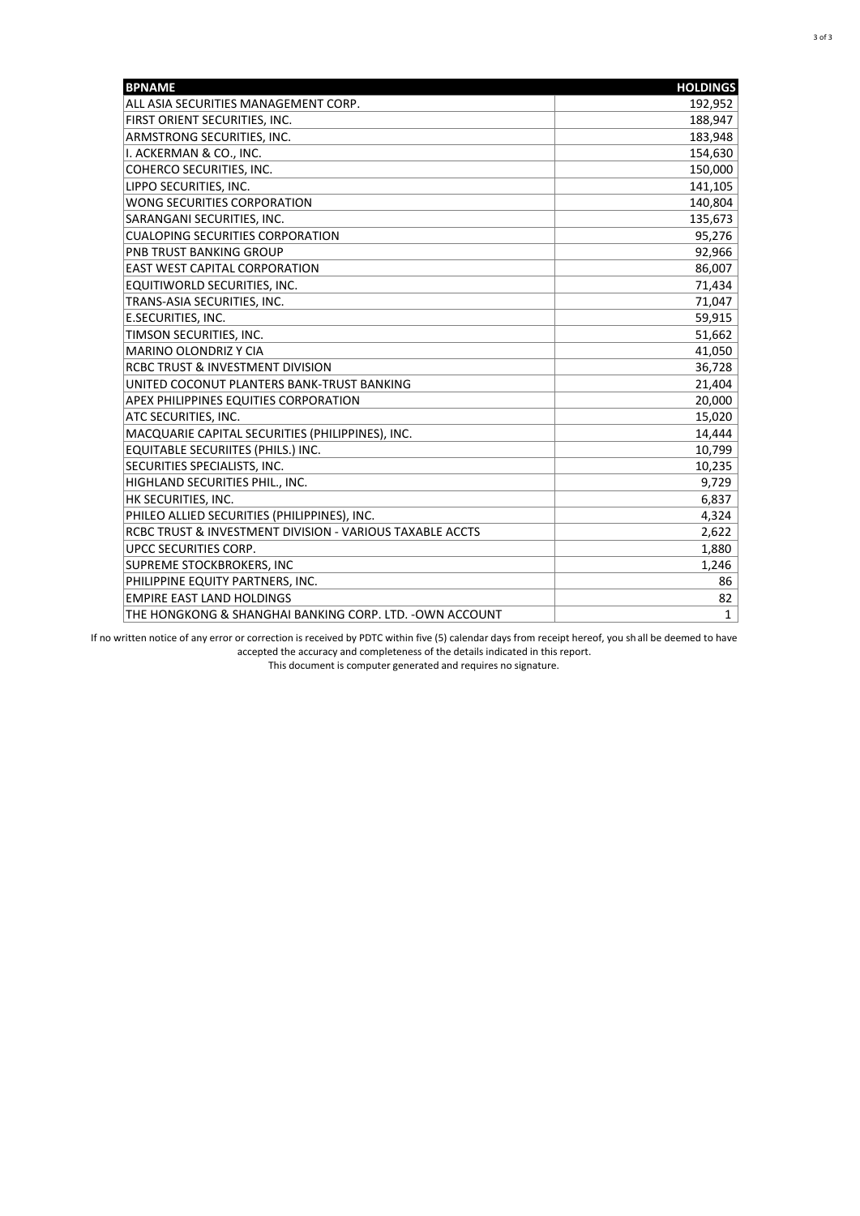| BPNAME | HOLDINGS |
|---|---|
| ALL ASIA SECURITIES MANAGEMENT CORP. | 192,952 |
| FIRST ORIENT SECURITIES, INC. | 188,947 |
| ARMSTRONG SECURITIES, INC. | 183,948 |
| I. ACKERMAN & CO., INC. | 154,630 |
| COHERCO SECURITIES, INC. | 150,000 |
| LIPPO SECURITIES, INC. | 141,105 |
| WONG SECURITIES CORPORATION | 140,804 |
| SARANGANI SECURITIES, INC. | 135,673 |
| CUALOPING SECURITIES CORPORATION | 95,276 |
| PNB TRUST BANKING GROUP | 92,966 |
| EAST WEST CAPITAL CORPORATION | 86,007 |
| EQUITIWORLD SECURITIES, INC. | 71,434 |
| TRANS-ASIA SECURITIES, INC. | 71,047 |
| E.SECURITIES, INC. | 59,915 |
| TIMSON SECURITIES, INC. | 51,662 |
| MARINO OLONDRIZ Y CIA | 41,050 |
| RCBC TRUST & INVESTMENT DIVISION | 36,728 |
| UNITED COCONUT PLANTERS BANK-TRUST BANKING | 21,404 |
| APEX PHILIPPINES EQUITIES CORPORATION | 20,000 |
| ATC SECURITIES, INC. | 15,020 |
| MACQUARIE CAPITAL SECURITIES (PHILIPPINES), INC. | 14,444 |
| EQUITABLE SECURIITES (PHILS.) INC. | 10,799 |
| SECURITIES SPECIALISTS, INC. | 10,235 |
| HIGHLAND SECURITIES PHIL., INC. | 9,729 |
| HK SECURITIES, INC. | 6,837 |
| PHILEO ALLIED SECURITIES (PHILIPPINES), INC. | 4,324 |
| RCBC TRUST & INVESTMENT DIVISION - VARIOUS TAXABLE ACCTS | 2,622 |
| UPCC SECURITIES CORP. | 1,880 |
| SUPREME STOCKBROKERS, INC | 1,246 |
| PHILIPPINE EQUITY PARTNERS, INC. | 86 |
| EMPIRE EAST LAND HOLDINGS | 82 |
| THE HONGKONG & SHANGHAI BANKING CORP. LTD. -OWN ACCOUNT | 1 |

If no written notice of any error or correction is received by PDTC within five (5) calendar days from receipt hereof, you shall be deemed to have accepted the accuracy and completeness of the details indicated in this report.

This document is computer generated and requires no signature.